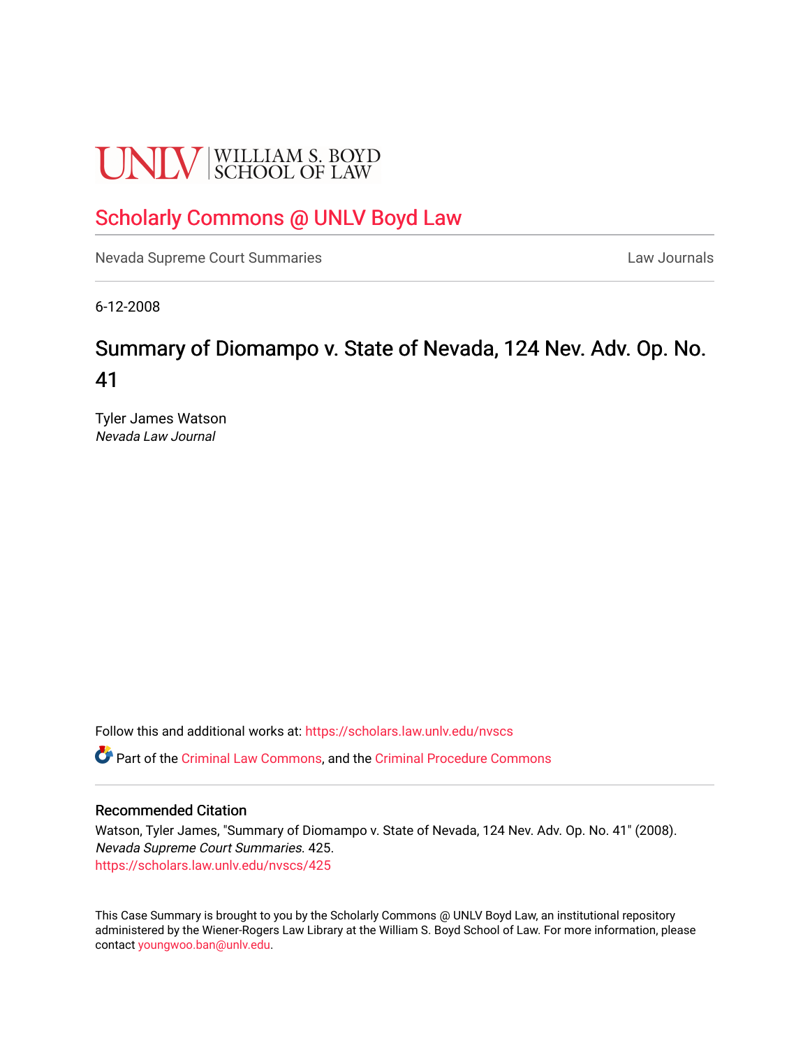UNLV | WILLIAM S. BOYD SCHOOL OF LAW

# Scholarly Commons @ UNLV Boyd Law

Nevada Supreme Court Summaries | Law Journals

6-12-2008

# Summary of Diomampo v. State of Nevada, 124 Nev. Adv. Op. No. 41

Tyler James Watson
*Nevada Law Journal*

Follow this and additional works at: https://scholars.law.unlv.edu/nvscs

Part of the Criminal Law Commons, and the Criminal Procedure Commons

### Recommended Citation

Watson, Tyler James, "Summary of Diomampo v. State of Nevada, 124 Nev. Adv. Op. No. 41" (2008). *Nevada Supreme Court Summaries*. 425.
https://scholars.law.unlv.edu/nvscs/425

This Case Summary is brought to you by the Scholarly Commons @ UNLV Boyd Law, an institutional repository administered by the Wiener-Rogers Law Library at the William S. Boyd School of Law. For more information, please contact youngwoo.ban@unlv.edu.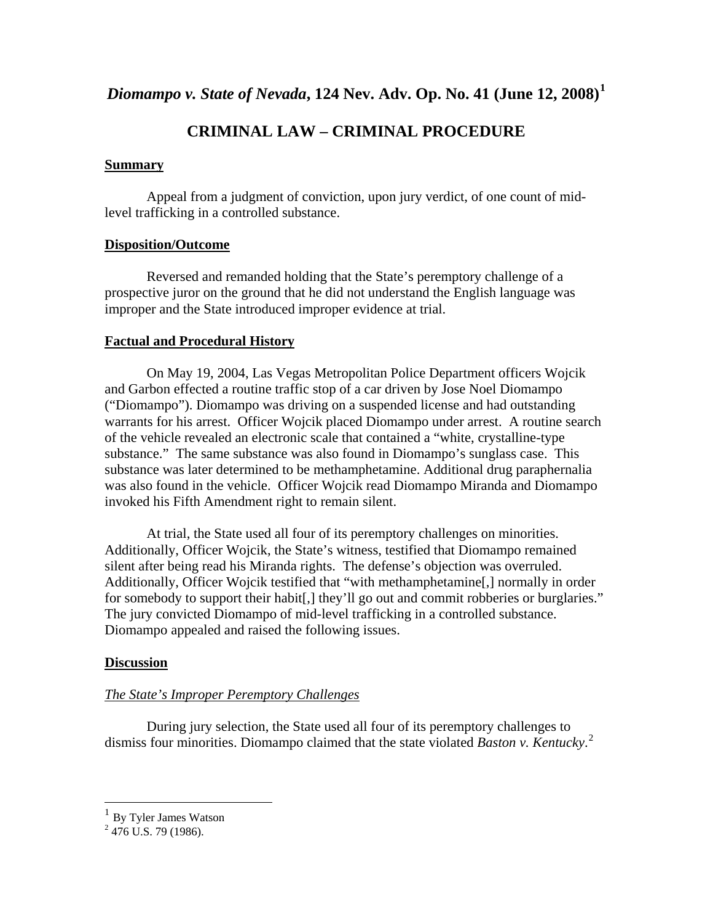# *Diomampo v. State of Nevada*, 124 Nev. Adv. Op. No. 41 (June 12, 2008)[1]

## CRIMINAL LAW – CRIMINAL PROCEDURE

### Summary

Appeal from a judgment of conviction, upon jury verdict, of one count of mid-level trafficking in a controlled substance.

### Disposition/Outcome

Reversed and remanded holding that the State's peremptory challenge of a prospective juror on the ground that he did not understand the English language was improper and the State introduced improper evidence at trial.

### Factual and Procedural History

On May 19, 2004, Las Vegas Metropolitan Police Department officers Wojcik and Garbon effected a routine traffic stop of a car driven by Jose Noel Diomampo ("Diomampo"). Diomampo was driving on a suspended license and had outstanding warrants for his arrest. Officer Wojcik placed Diomampo under arrest. A routine search of the vehicle revealed an electronic scale that contained a "white, crystalline-type substance." The same substance was also found in Diomampo's sunglass case. This substance was later determined to be methamphetamine. Additional drug paraphernalia was also found in the vehicle. Officer Wojcik read Diomampo Miranda and Diomampo invoked his Fifth Amendment right to remain silent.

At trial, the State used all four of its peremptory challenges on minorities. Additionally, Officer Wojcik, the State's witness, testified that Diomampo remained silent after being read his Miranda rights. The defense's objection was overruled. Additionally, Officer Wojcik testified that "with methamphetamine[,] normally in order for somebody to support their habit[,] they'll go out and commit robberies or burglaries." The jury convicted Diomampo of mid-level trafficking in a controlled substance. Diomampo appealed and raised the following issues.

### Discussion

*The State's Improper Peremptory Challenges*

During jury selection, the State used all four of its peremptory challenges to dismiss four minorities. Diomampo claimed that the state violated *Baston v. Kentucky*.[2]

---

[1] By Tyler James Watson

[2] 476 U.S. 79 (1986).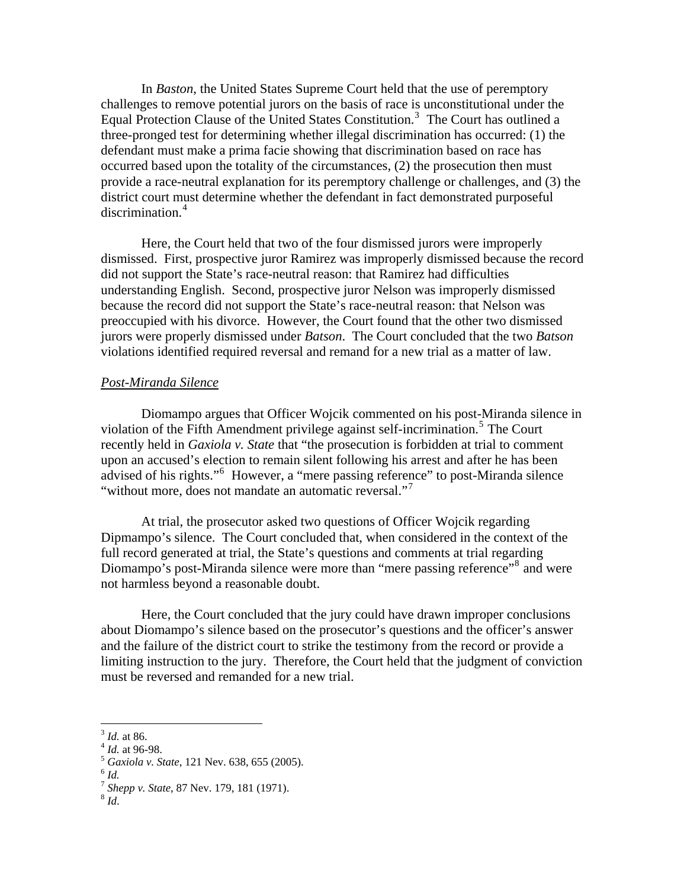In *Baston*, the United States Supreme Court held that the use of peremptory challenges to remove potential jurors on the basis of race is unconstitutional under the Equal Protection Clause of the United States Constitution.[3] The Court has outlined a three-pronged test for determining whether illegal discrimination has occurred: (1) the defendant must make a prima facie showing that discrimination based on race has occurred based upon the totality of the circumstances, (2) the prosecution then must provide a race-neutral explanation for its peremptory challenge or challenges, and (3) the district court must determine whether the defendant in fact demonstrated purposeful discrimination.[4]

Here, the Court held that two of the four dismissed jurors were improperly dismissed. First, prospective juror Ramirez was improperly dismissed because the record did not support the State's race-neutral reason: that Ramirez had difficulties understanding English. Second, prospective juror Nelson was improperly dismissed because the record did not support the State's race-neutral reason: that Nelson was preoccupied with his divorce. However, the Court found that the other two dismissed jurors were properly dismissed under *Batson*. The Court concluded that the two *Batson* violations identified required reversal and remand for a new trial as a matter of law.

*Post-Miranda Silence*

Diomampo argues that Officer Wojcik commented on his post-Miranda silence in violation of the Fifth Amendment privilege against self-incrimination.[5] The Court recently held in *Gaxiola v. State* that "the prosecution is forbidden at trial to comment upon an accused's election to remain silent following his arrest and after he has been advised of his rights."[6] However, a "mere passing reference" to post-Miranda silence "without more, does not mandate an automatic reversal."[7]

At trial, the prosecutor asked two questions of Officer Wojcik regarding Dipmampo's silence. The Court concluded that, when considered in the context of the full record generated at trial, the State's questions and comments at trial regarding Diomampo's post-Miranda silence were more than "mere passing reference"[8] and were not harmless beyond a reasonable doubt.

Here, the Court concluded that the jury could have drawn improper conclusions about Diomampo's silence based on the prosecutor's questions and the officer's answer and the failure of the district court to strike the testimony from the record or provide a limiting instruction to the jury. Therefore, the Court held that the judgment of conviction must be reversed and remanded for a new trial.

---

[3] *Id.* at 86.
[4] *Id.* at 96-98.
[5] *Gaxiola v. State*, 121 Nev. 638, 655 (2005).
[6] *Id.*
[7] *Shepp v. State*, 87 Nev. 179, 181 (1971).
[8] *Id*.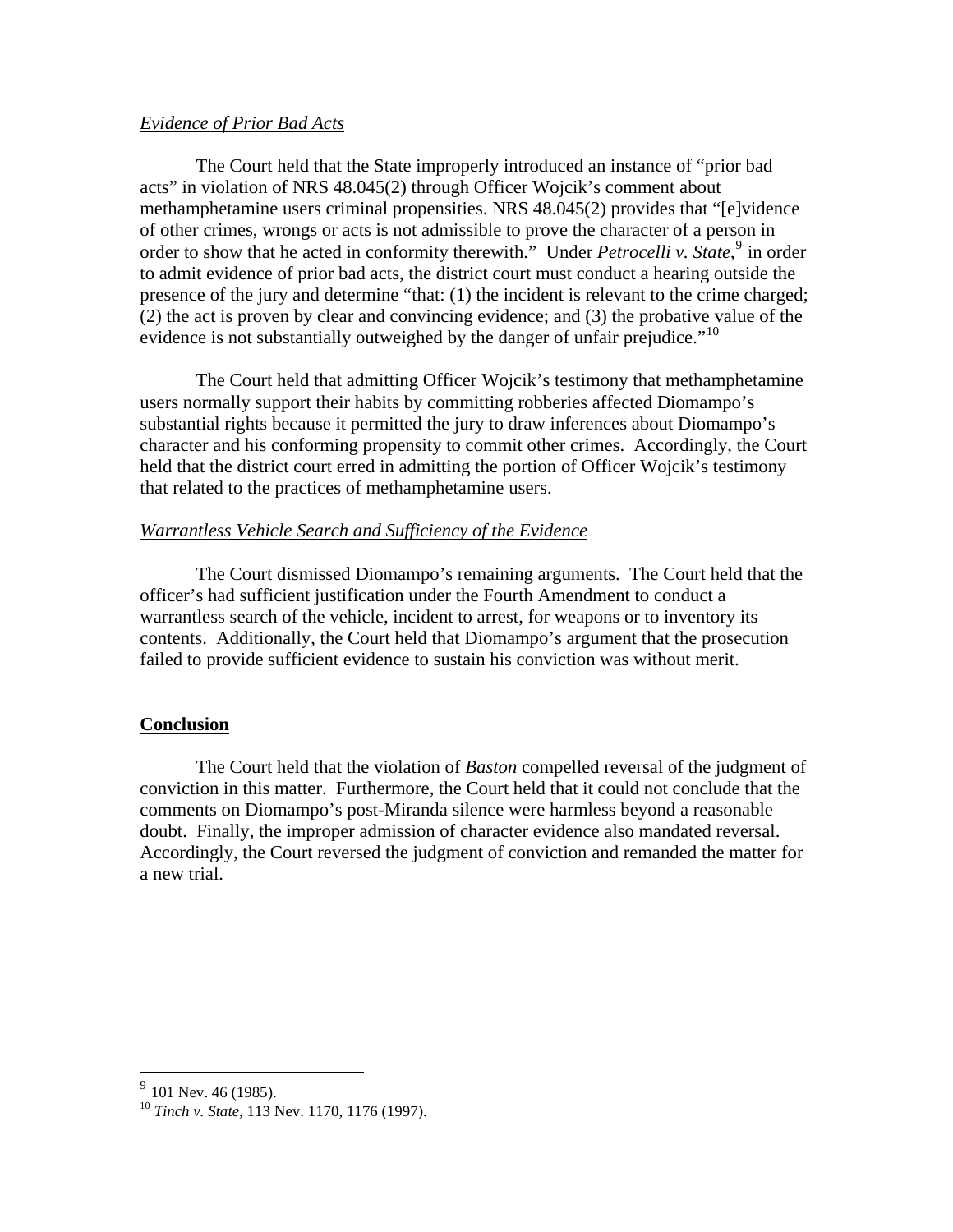*Evidence of Prior Bad Acts*

The Court held that the State improperly introduced an instance of "prior bad acts" in violation of NRS 48.045(2) through Officer Wojcik's comment about methamphetamine users criminal propensities. NRS 48.045(2) provides that "[e]vidence of other crimes, wrongs or acts is not admissible to prove the character of a person in order to show that he acted in conformity therewith." Under *Petrocelli v. State*,[9] in order to admit evidence of prior bad acts, the district court must conduct a hearing outside the presence of the jury and determine "that: (1) the incident is relevant to the crime charged; (2) the act is proven by clear and convincing evidence; and (3) the probative value of the evidence is not substantially outweighed by the danger of unfair prejudice."[10]

The Court held that admitting Officer Wojcik's testimony that methamphetamine users normally support their habits by committing robberies affected Diomampo's substantial rights because it permitted the jury to draw inferences about Diomampo's character and his conforming propensity to commit other crimes. Accordingly, the Court held that the district court erred in admitting the portion of Officer Wojcik's testimony that related to the practices of methamphetamine users.

*Warrantless Vehicle Search and Sufficiency of the Evidence*

The Court dismissed Diomampo's remaining arguments. The Court held that the officer's had sufficient justification under the Fourth Amendment to conduct a warrantless search of the vehicle, incident to arrest, for weapons or to inventory its contents. Additionally, the Court held that Diomampo's argument that the prosecution failed to provide sufficient evidence to sustain his conviction was without merit.

## **Conclusion**

The Court held that the violation of *Baston* compelled reversal of the judgment of conviction in this matter. Furthermore, the Court held that it could not conclude that the comments on Diomampo's post-Miranda silence were harmless beyond a reasonable doubt. Finally, the improper admission of character evidence also mandated reversal. Accordingly, the Court reversed the judgment of conviction and remanded the matter for a new trial.

---

[9] 101 Nev. 46 (1985).

[10] *Tinch v. State*, 113 Nev. 1170, 1176 (1997).